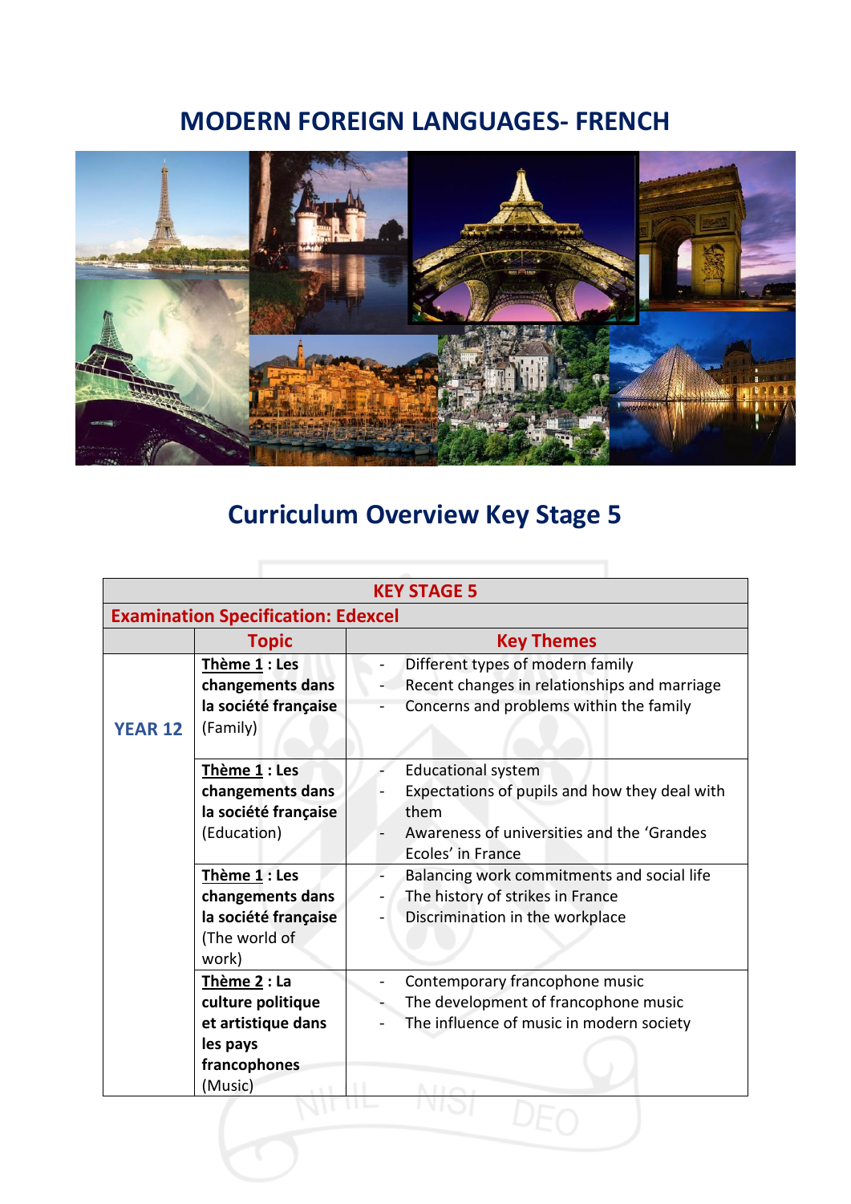# MODERN FOREIGN LANGUAGES- FRENCH

## Curriculum Overview Key Stage 5

| KEY STAGE 5 | | |
|---|---|---|
| **Examination Specification: Edexcel** | | |
| | **Topic** | **Key Themes** |
| **YEAR 12** | **Thème 1 : Les changements dans la société française** (Family) | - Different types of modern family<br>- Recent changes in relationships and marriage<br>- Concerns and problems within the family |
| | **Thème 1 : Les changements dans la société française** (Education) | - Educational system<br>- Expectations of pupils and how they deal with them<br>- Awareness of universities and the 'Grandes Ecoles' in France |
| | **Thème 1 : Les changements dans la société française** (The world of work) | - Balancing work commitments and social life<br>- The history of strikes in France<br>- Discrimination in the workplace |
| | **Thème 2 : La culture politique et artistique dans les pays francophones** (Music) | - Contemporary francophone music<br>- The development of francophone music<br>- The influence of music in modern society |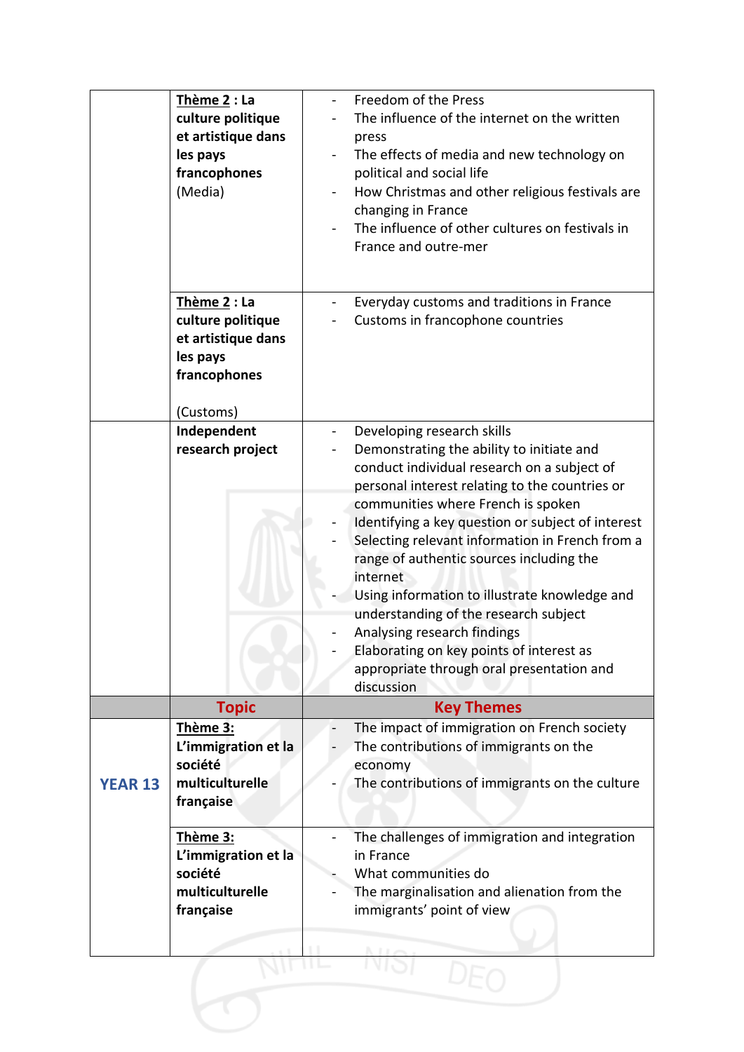| | | |
|---|---|---|
| | **Thème 2 : La culture politique et artistique dans les pays francophones** (Media) | - Freedom of the Press<br>- The influence of the internet on the written press<br>- The effects of media and new technology on political and social life<br>- How Christmas and other religious festivals are changing in France<br>- The influence of other cultures on festivals in France and outre-mer |
| | **Thème 2 : La culture politique et artistique dans les pays francophones**<br><br>(Customs) | - Everyday customs and traditions in France<br>- Customs in francophone countries |
| | **Independent research project** | - Developing research skills<br>- Demonstrating the ability to initiate and conduct individual research on a subject of personal interest relating to the countries or communities where French is spoken<br>- Identifying a key question or subject of interest<br>- Selecting relevant information in French from a range of authentic sources including the internet<br>- Using information to illustrate knowledge and understanding of the research subject<br>- Analysing research findings<br>- Elaborating on key points of interest as appropriate through oral presentation and discussion |
| | **Topic** | **Key Themes** |
| **YEAR 13** | **Thème 3: L'immigration et la société multiculturelle française** | - The impact of immigration on French society<br>- The contributions of immigrants on the economy<br>- The contributions of immigrants on the culture |
| | **Thème 3: L'immigration et la société multiculturelle française** | - The challenges of immigration and integration in France<br>- What communities do<br>- The marginalisation and alienation from the immigrants' point of view |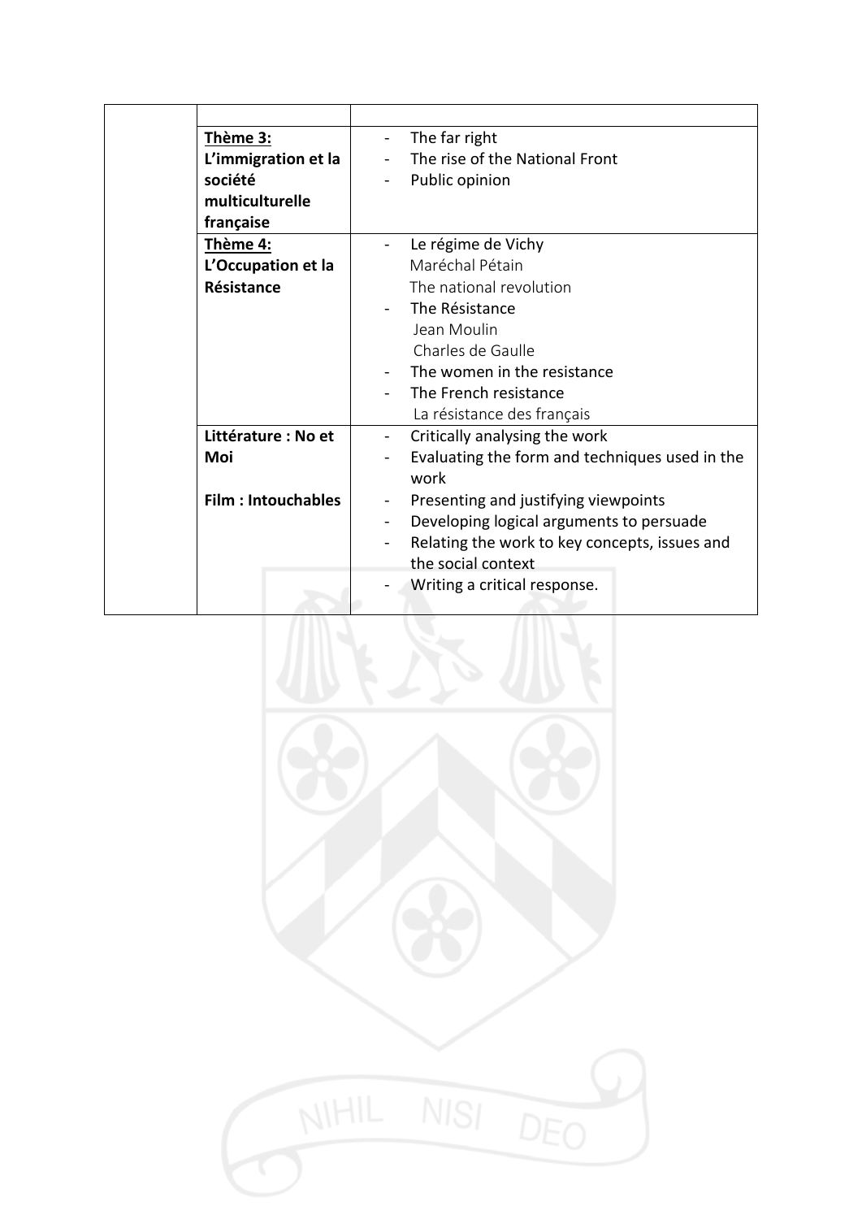| | | |
|---|---|---|
| | | |
| | **Thème 3: L'immigration et la société multiculturelle française** | - The far right<br>- The rise of the National Front<br>- Public opinion |
| | **Thème 4: L'Occupation et la Résistance** | - Le régime de Vichy<br>Maréchal Pétain<br>The national revolution<br>- The Résistance<br>Jean Moulin<br>Charles de Gaulle<br>- The women in the resistance<br>- The French resistance<br>La résistance des français |
| | **Littérature : No et Moi**<br><br>**Film : Intouchables** | - Critically analysing the work<br>- Evaluating the form and techniques used in the work<br>- Presenting and justifying viewpoints<br>- Developing logical arguments to persuade<br>- Relating the work to key concepts, issues and the social context<br>- Writing a critical response. |